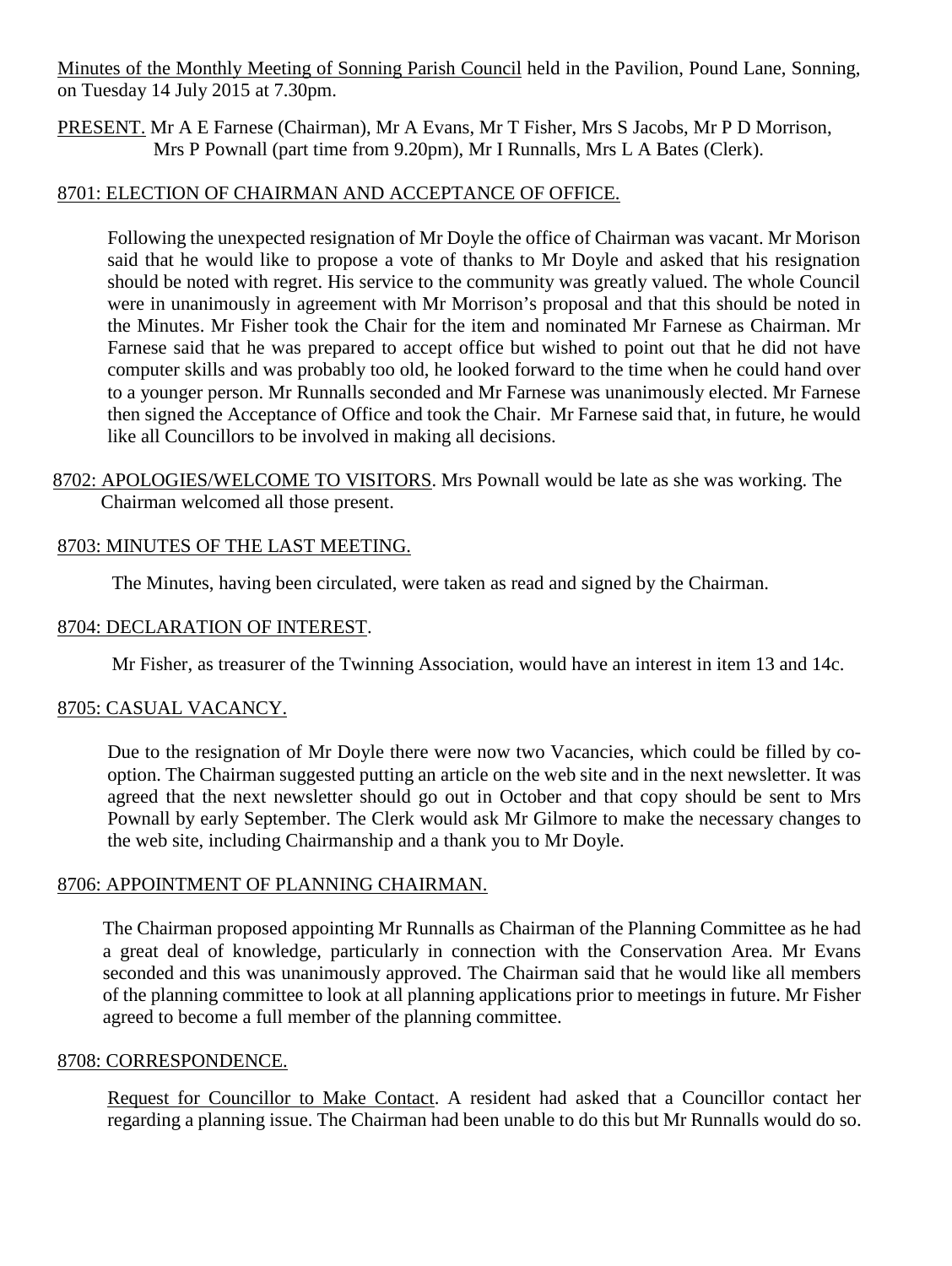Minutes of the Monthly Meeting of Sonning Parish Council held in the Pavilion, Pound Lane, Sonning, on Tuesday 14 July 2015 at 7.30pm.

PRESENT. Mr A E Farnese (Chairman), Mr A Evans, Mr T Fisher, Mrs S Jacobs, Mr P D Morrison, Mrs P Pownall (part time from 9.20pm), Mr I Runnalls, Mrs L A Bates (Clerk).

## 8701: ELECTION OF CHAIRMAN AND ACCEPTANCE OF OFFICE.

Following the unexpected resignation of Mr Doyle the office of Chairman was vacant. Mr Morison said that he would like to propose a vote of thanks to Mr Doyle and asked that his resignation should be noted with regret. His service to the community was greatly valued. The whole Council were in unanimously in agreement with Mr Morrison's proposal and that this should be noted in the Minutes. Mr Fisher took the Chair for the item and nominated Mr Farnese as Chairman. Mr Farnese said that he was prepared to accept office but wished to point out that he did not have computer skills and was probably too old, he looked forward to the time when he could hand over to a younger person. Mr Runnalls seconded and Mr Farnese was unanimously elected. Mr Farnese then signed the Acceptance of Office and took the Chair. Mr Farnese said that, in future, he would like all Councillors to be involved in making all decisions.

## 8702: APOLOGIES/WELCOME TO VISITORS.

Mrs Pownall would be late as she was working. The Chairman welcomed all those present.

## 8703: MINUTES OF THE LAST MEETING.

The Minutes, having been circulated, were taken as read and signed by the Chairman.

## 8704: DECLARATION OF INTEREST.

Mr Fisher, as treasurer of the Twinning Association, would have an interest in item 13 and 14c.

## 8705: CASUAL VACANCY.

Due to the resignation of Mr Doyle there were now two Vacancies, which could be filled by co-option. The Chairman suggested putting an article on the web site and in the next newsletter. It was agreed that the next newsletter should go out in October and that copy should be sent to Mrs Pownall by early September. The Clerk would ask Mr Gilmore to make the necessary changes to the web site, including Chairmanship and a thank you to Mr Doyle.

## 8706: APPOINTMENT OF PLANNING CHAIRMAN.

The Chairman proposed appointing Mr Runnalls as Chairman of the Planning Committee as he had a great deal of knowledge, particularly in connection with the Conservation Area. Mr Evans seconded and this was unanimously approved. The Chairman said that he would like all members of the planning committee to look at all planning applications prior to meetings in future. Mr Fisher agreed to become a full member of the planning committee.

## 8708: CORRESPONDENCE.

Request for Councillor to Make Contact. A resident had asked that a Councillor contact her regarding a planning issue. The Chairman had been unable to do this but Mr Runnalls would do so.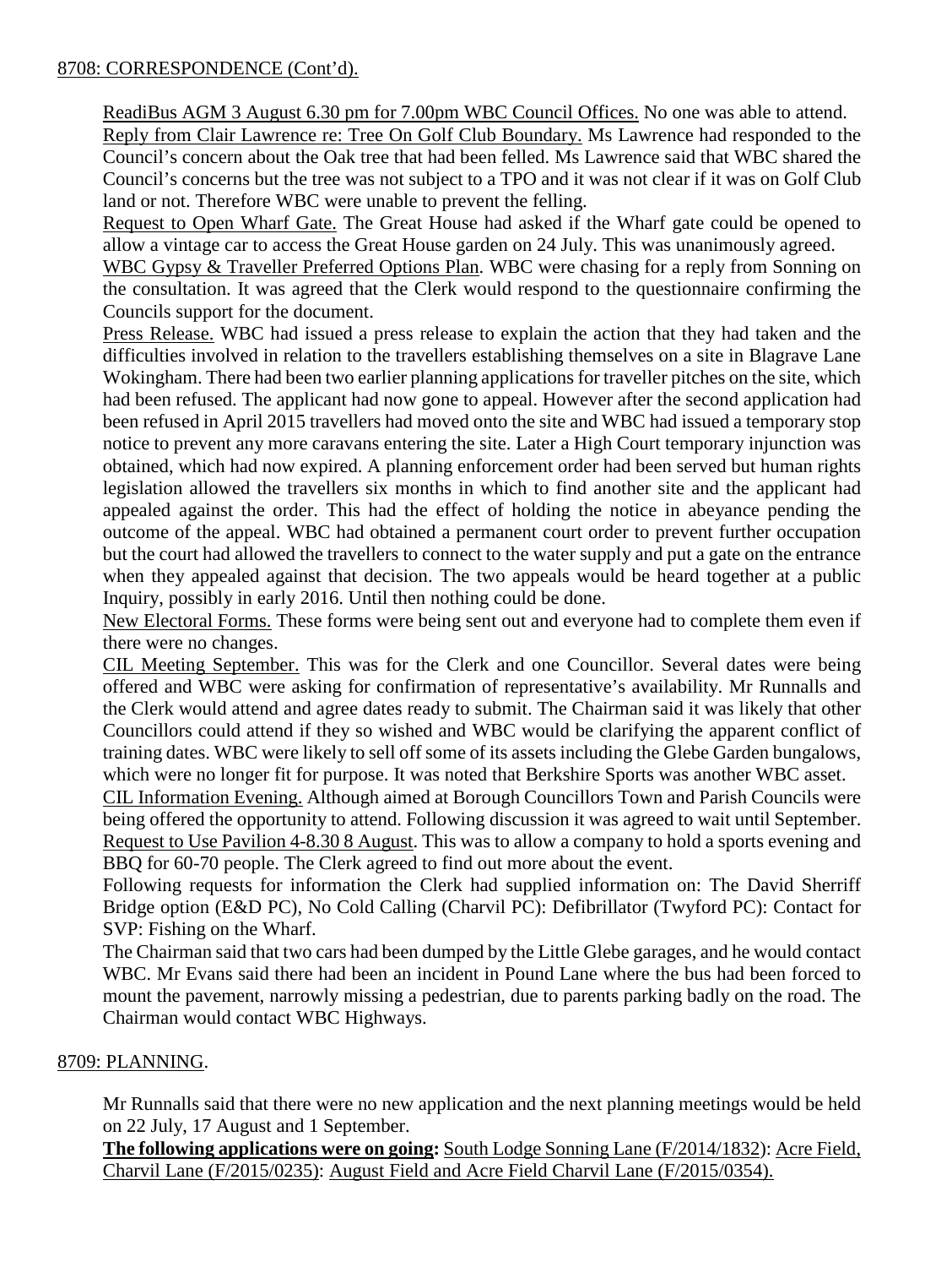8708: CORRESPONDENCE (Cont'd).

ReadiBus AGM 3 August 6.30 pm for 7.00pm WBC Council Offices. No one was able to attend.
Reply from Clair Lawrence re: Tree On Golf Club Boundary. Ms Lawrence had responded to the Council's concern about the Oak tree that had been felled. Ms Lawrence said that WBC shared the Council's concerns but the tree was not subject to a TPO and it was not clear if it was on Golf Club land or not. Therefore WBC were unable to prevent the felling.
Request to Open Wharf Gate. The Great House had asked if the Wharf gate could be opened to allow a vintage car to access the Great House garden on 24 July. This was unanimously agreed.
WBC Gypsy & Traveller Preferred Options Plan. WBC were chasing for a reply from Sonning on the consultation. It was agreed that the Clerk would respond to the questionnaire confirming the Councils support for the document.
Press Release. WBC had issued a press release to explain the action that they had taken and the difficulties involved in relation to the travellers establishing themselves on a site in Blagrave Lane Wokingham. There had been two earlier planning applications for traveller pitches on the site, which had been refused. The applicant had now gone to appeal. However after the second application had been refused in April 2015 travellers had moved onto the site and WBC had issued a temporary stop notice to prevent any more caravans entering the site. Later a High Court temporary injunction was obtained, which had now expired. A planning enforcement order had been served but human rights legislation allowed the travellers six months in which to find another site and the applicant had appealed against the order. This had the effect of holding the notice in abeyance pending the outcome of the appeal. WBC had obtained a permanent court order to prevent further occupation but the court had allowed the travellers to connect to the water supply and put a gate on the entrance when they appealed against that decision. The two appeals would be heard together at a public Inquiry, possibly in early 2016. Until then nothing could be done.
New Electoral Forms. These forms were being sent out and everyone had to complete them even if there were no changes.
CIL Meeting September. This was for the Clerk and one Councillor. Several dates were being offered and WBC were asking for confirmation of representative's availability. Mr Runnalls and the Clerk would attend and agree dates ready to submit. The Chairman said it was likely that other Councillors could attend if they so wished and WBC would be clarifying the apparent conflict of training dates. WBC were likely to sell off some of its assets including the Glebe Garden bungalows, which were no longer fit for purpose. It was noted that Berkshire Sports was another WBC asset.
CIL Information Evening. Although aimed at Borough Councillors Town and Parish Councils were being offered the opportunity to attend. Following discussion it was agreed to wait until September.
Request to Use Pavilion 4-8.30 8 August. This was to allow a company to hold a sports evening and BBQ for 60-70 people. The Clerk agreed to find out more about the event.
Following requests for information the Clerk had supplied information on: The David Sherriff Bridge option (E&D PC), No Cold Calling (Charvil PC): Defibrillator (Twyford PC): Contact for SVP: Fishing on the Wharf.
The Chairman said that two cars had been dumped by the Little Glebe garages, and he would contact WBC. Mr Evans said there had been an incident in Pound Lane where the bus had been forced to mount the pavement, narrowly missing a pedestrian, due to parents parking badly on the road. The Chairman would contact WBC Highways.

8709: PLANNING.

Mr Runnalls said that there were no new application and the next planning meetings would be held on 22 July, 17 August and 1 September.
**The following applications were on going:** South Lodge Sonning Lane (F/2014/1832): Acre Field, Charvil Lane (F/2015/0235): August Field and Acre Field Charvil Lane (F/2015/0354).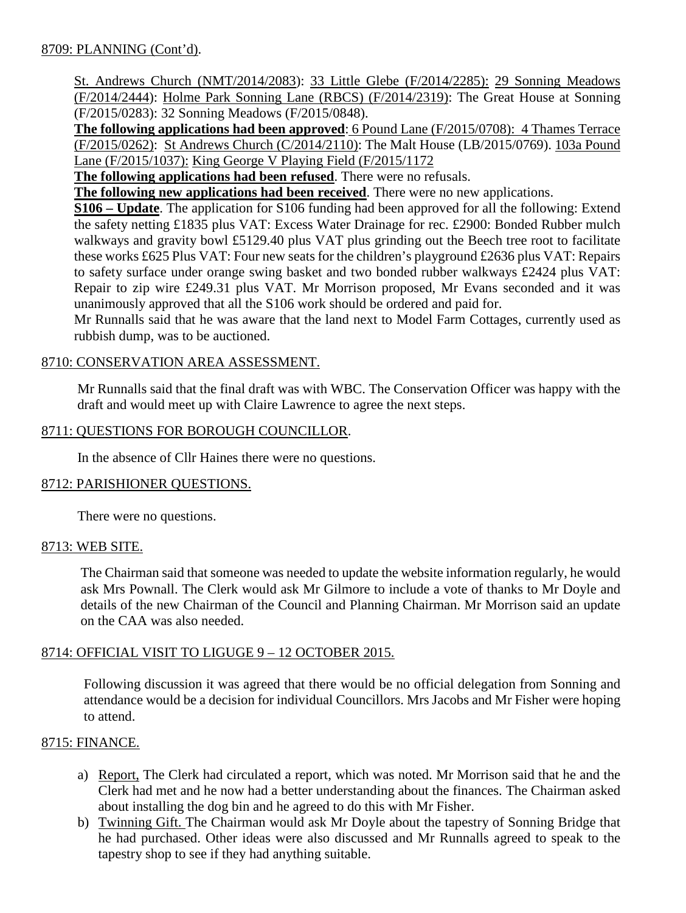8709: PLANNING (Cont'd).

St. Andrews Church (NMT/2014/2083): 33 Little Glebe (F/2014/2285): 29 Sonning Meadows (F/2014/2444): Holme Park Sonning Lane (RBCS) (F/2014/2319): The Great House at Sonning (F/2015/0283): 32 Sonning Meadows (F/2015/0848).

**The following applications had been approved**: 6 Pound Lane (F/2015/0708): 4 Thames Terrace (F/2015/0262): St Andrews Church (C/2014/2110): The Malt House (LB/2015/0769). 103a Pound Lane (F/2015/1037): King George V Playing Field (F/2015/1172

**The following applications had been refused**. There were no refusals.

**The following new applications had been received**. There were no new applications.

**S106 – Update**. The application for S106 funding had been approved for all the following: Extend the safety netting £1835 plus VAT: Excess Water Drainage for rec. £2900: Bonded Rubber mulch walkways and gravity bowl £5129.40 plus VAT plus grinding out the Beech tree root to facilitate these works £625 Plus VAT: Four new seats for the children's playground £2636 plus VAT: Repairs to safety surface under orange swing basket and two bonded rubber walkways £2424 plus VAT: Repair to zip wire £249.31 plus VAT. Mr Morrison proposed, Mr Evans seconded and it was unanimously approved that all the S106 work should be ordered and paid for.

Mr Runnalls said that he was aware that the land next to Model Farm Cottages, currently used as rubbish dump, was to be auctioned.

8710: CONSERVATION AREA ASSESSMENT.

Mr Runnalls said that the final draft was with WBC. The Conservation Officer was happy with the draft and would meet up with Claire Lawrence to agree the next steps.

8711: QUESTIONS FOR BOROUGH COUNCILLOR.

In the absence of Cllr Haines there were no questions.

8712: PARISHIONER QUESTIONS.

There were no questions.

8713: WEB SITE.

The Chairman said that someone was needed to update the website information regularly, he would ask Mrs Pownall. The Clerk would ask Mr Gilmore to include a vote of thanks to Mr Doyle and details of the new Chairman of the Council and Planning Chairman. Mr Morrison said an update on the CAA was also needed.

8714: OFFICIAL VISIT TO LIGUGE 9 – 12 OCTOBER 2015.

Following discussion it was agreed that there would be no official delegation from Sonning and attendance would be a decision for individual Councillors. Mrs Jacobs and Mr Fisher were hoping to attend.

8715: FINANCE.

a) Report, The Clerk had circulated a report, which was noted. Mr Morrison said that he and the Clerk had met and he now had a better understanding about the finances. The Chairman asked about installing the dog bin and he agreed to do this with Mr Fisher.
b) Twinning Gift. The Chairman would ask Mr Doyle about the tapestry of Sonning Bridge that he had purchased. Other ideas were also discussed and Mr Runnalls agreed to speak to the tapestry shop to see if they had anything suitable.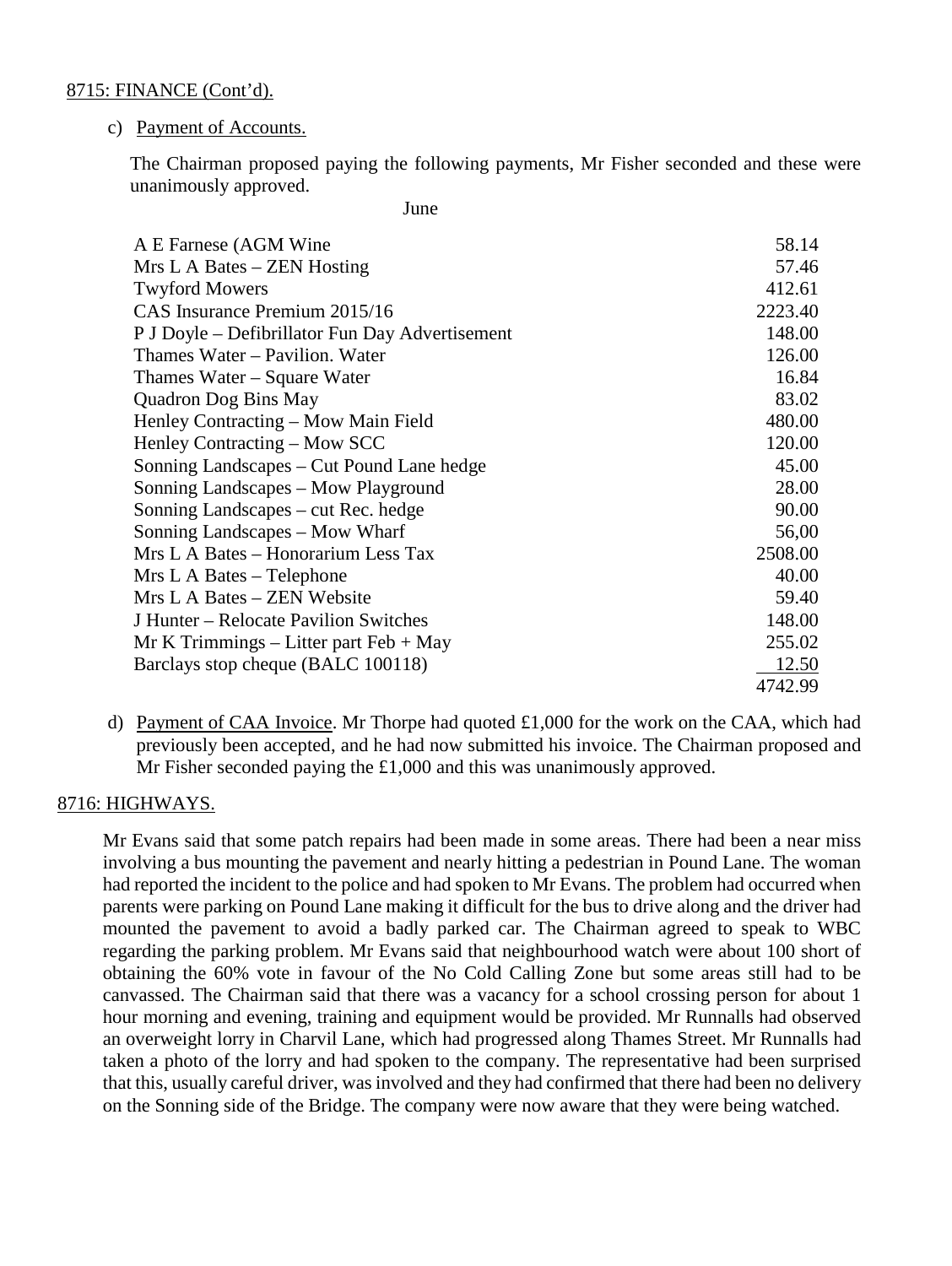8715: FINANCE (Cont'd).

c) Payment of Accounts.

The Chairman proposed paying the following payments, Mr Fisher seconded and these were unanimously approved.

June

| | |
|---|---|
| A E Farnese (AGM Wine | 58.14 |
| Mrs L A Bates – ZEN Hosting | 57.46 |
| Twyford Mowers | 412.61 |
| CAS Insurance Premium 2015/16 | 2223.40 |
| P J Doyle – Defibrillator Fun Day Advertisement | 148.00 |
| Thames Water – Pavilion. Water | 126.00 |
| Thames Water – Square Water | 16.84 |
| Quadron Dog Bins May | 83.02 |
| Henley Contracting – Mow Main Field | 480.00 |
| Henley Contracting – Mow SCC | 120.00 |
| Sonning Landscapes – Cut Pound Lane hedge | 45.00 |
| Sonning Landscapes – Mow Playground | 28.00 |
| Sonning Landscapes – cut Rec. hedge | 90.00 |
| Sonning Landscapes – Mow Wharf | 56,00 |
| Mrs L A Bates – Honorarium Less Tax | 2508.00 |
| Mrs L A Bates – Telephone | 40.00 |
| Mrs L A Bates – ZEN Website | 59.40 |
| J Hunter – Relocate Pavilion Switches | 148.00 |
| Mr K Trimmings – Litter part Feb + May | 255.02 |
| Barclays stop cheque (BALC 100118) | 12.50 |
| | 4742.99 |

d) Payment of CAA Invoice. Mr Thorpe had quoted £1,000 for the work on the CAA, which had previously been accepted, and he had now submitted his invoice. The Chairman proposed and Mr Fisher seconded paying the £1,000 and this was unanimously approved.

8716: HIGHWAYS.

Mr Evans said that some patch repairs had been made in some areas. There had been a near miss involving a bus mounting the pavement and nearly hitting a pedestrian in Pound Lane. The woman had reported the incident to the police and had spoken to Mr Evans. The problem had occurred when parents were parking on Pound Lane making it difficult for the bus to drive along and the driver had mounted the pavement to avoid a badly parked car. The Chairman agreed to speak to WBC regarding the parking problem. Mr Evans said that neighbourhood watch were about 100 short of obtaining the 60% vote in favour of the No Cold Calling Zone but some areas still had to be canvassed. The Chairman said that there was a vacancy for a school crossing person for about 1 hour morning and evening, training and equipment would be provided. Mr Runnalls had observed an overweight lorry in Charvil Lane, which had progressed along Thames Street. Mr Runnalls had taken a photo of the lorry and had spoken to the company. The representative had been surprised that this, usually careful driver, was involved and they had confirmed that there had been no delivery on the Sonning side of the Bridge. The company were now aware that they were being watched.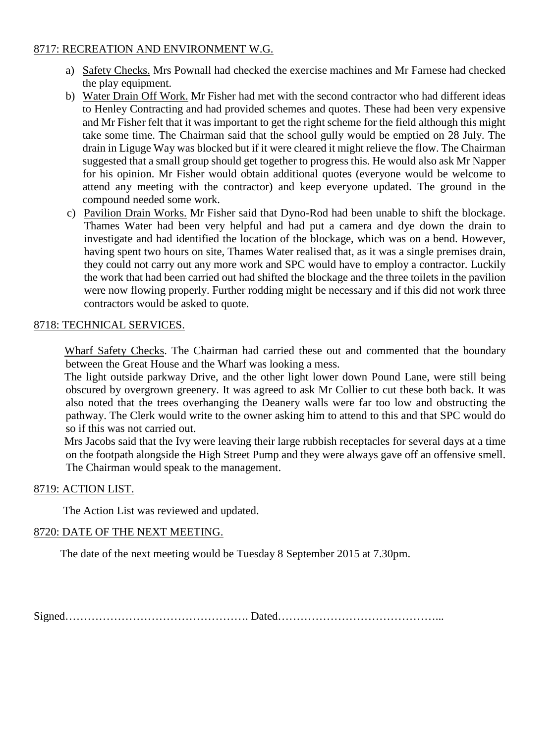8717: RECREATION AND ENVIRONMENT W.G.

a) Safety Checks. Mrs Pownall had checked the exercise machines and Mr Farnese had checked the play equipment.
b) Water Drain Off Work. Mr Fisher had met with the second contractor who had different ideas to Henley Contracting and had provided schemes and quotes. These had been very expensive and Mr Fisher felt that it was important to get the right scheme for the field although this might take some time. The Chairman said that the school gully would be emptied on 28 July. The drain in Liguge Way was blocked but if it were cleared it might relieve the flow. The Chairman suggested that a small group should get together to progress this. He would also ask Mr Napper for his opinion. Mr Fisher would obtain additional quotes (everyone would be welcome to attend any meeting with the contractor) and keep everyone updated. The ground in the compound needed some work.
c) Pavilion Drain Works. Mr Fisher said that Dyno-Rod had been unable to shift the blockage. Thames Water had been very helpful and had put a camera and dye down the drain to investigate and had identified the location of the blockage, which was on a bend. However, having spent two hours on site, Thames Water realised that, as it was a single premises drain, they could not carry out any more work and SPC would have to employ a contractor. Luckily the work that had been carried out had shifted the blockage and the three toilets in the pavilion were now flowing properly. Further rodding might be necessary and if this did not work three contractors would be asked to quote.

8718: TECHNICAL SERVICES.

Wharf Safety Checks. The Chairman had carried these out and commented that the boundary between the Great House and the Wharf was looking a mess.

The light outside parkway Drive, and the other light lower down Pound Lane, were still being obscured by overgrown greenery. It was agreed to ask Mr Collier to cut these both back. It was also noted that the trees overhanging the Deanery walls were far too low and obstructing the pathway. The Clerk would write to the owner asking him to attend to this and that SPC would do so if this was not carried out.

Mrs Jacobs said that the Ivy were leaving their large rubbish receptacles for several days at a time on the footpath alongside the High Street Pump and they were always gave off an offensive smell. The Chairman would speak to the management.

8719: ACTION LIST.

The Action List was reviewed and updated.

8720: DATE OF THE NEXT MEETING.

The date of the next meeting would be Tuesday 8 September 2015 at 7.30pm.

Signed…………………………………………. Dated……………………………………...